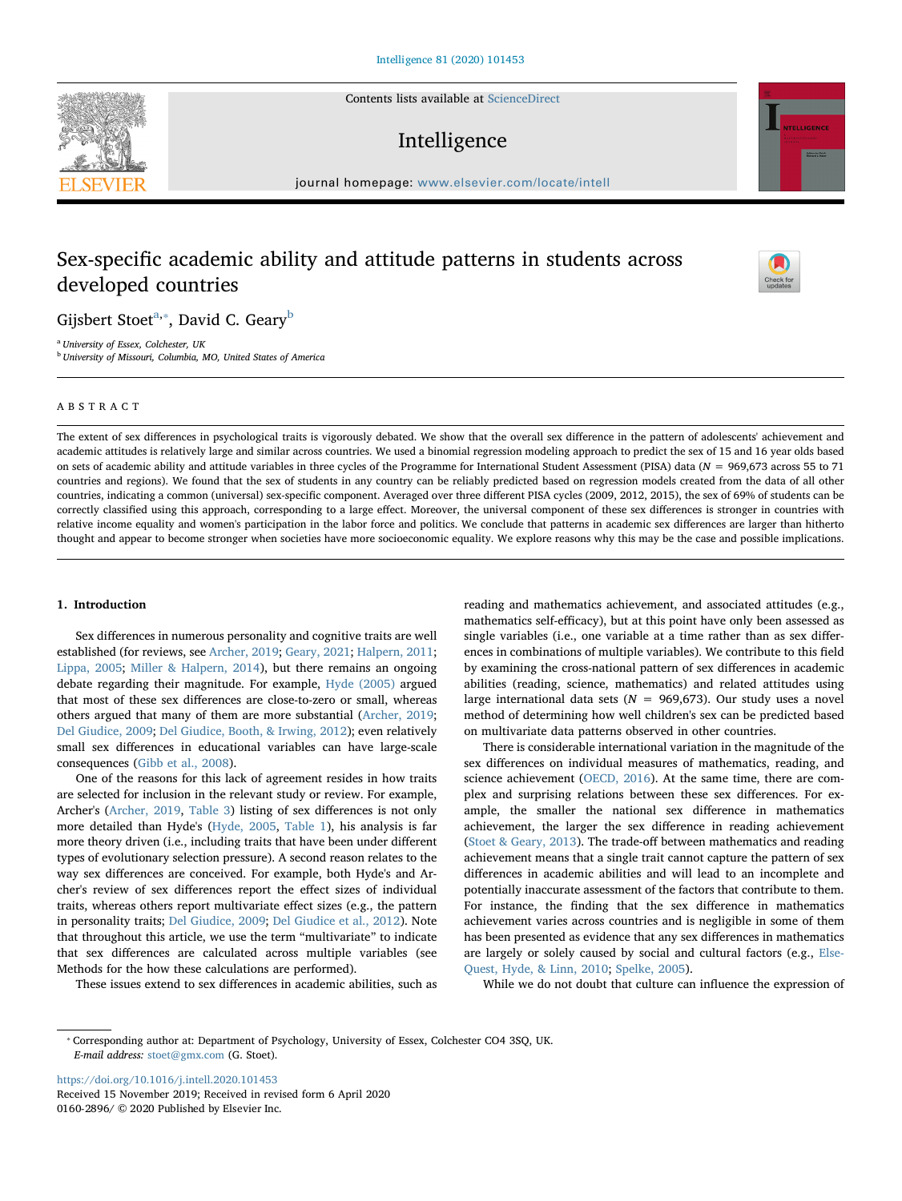# Sex-specific academic ability and attitude patterns in students across developed countries

Gijsbert Stoet[a,*], David C. Geary[b]

[a] University of Essex, Colchester, UK
[b] University of Missouri, Columbia, MO, United States of America

## ABSTRACT

The extent of sex differences in psychological traits is vigorously debated. We show that the overall sex difference in the pattern of adolescents' achievement and academic attitudes is relatively large and similar across countries. We used a binomial regression modeling approach to predict the sex of 15 and 16 year olds based on sets of academic ability and attitude variables in three cycles of the Programme for International Student Assessment (PISA) data ($N$ = 969,673 across 55 to 71 countries and regions). We found that the sex of students in any country can be reliably predicted based on regression models created from the data of all other countries, indicating a common (universal) sex-specific component. Averaged over three different PISA cycles (2009, 2012, 2015), the sex of 69% of students can be correctly classified using this approach, corresponding to a large effect. Moreover, the universal component of these sex differences is stronger in countries with relative income equality and women's participation in the labor force and politics. We conclude that patterns in academic sex differences are larger than hitherto thought and appear to become stronger when societies have more socioeconomic equality. We explore reasons why this may be the case and possible implications.

## 1. Introduction

Sex differences in numerous personality and cognitive traits are well established (for reviews, see Archer, 2019; Geary, 2021; Halpern, 2011; Lippa, 2005; Miller & Halpern, 2014), but there remains an ongoing debate regarding their magnitude. For example, Hyde (2005) argued that most of these sex differences are close-to-zero or small, whereas others argued that many of them are more substantial (Archer, 2019; Del Giudice, 2009; Del Giudice, Booth, & Irwing, 2012); even relatively small sex differences in educational variables can have large-scale consequences (Gibb et al., 2008).

One of the reasons for this lack of agreement resides in how traits are selected for inclusion in the relevant study or review. For example, Archer's (Archer, 2019, Table 3) listing of sex differences is not only more detailed than Hyde's (Hyde, 2005, Table 1), his analysis is far more theory driven (i.e., including traits that have been under different types of evolutionary selection pressure). A second reason relates to the way sex differences are conceived. For example, both Hyde's and Archer's review of sex differences report the effect sizes of individual traits, whereas others report multivariate effect sizes (e.g., the pattern in personality traits; Del Giudice, 2009; Del Giudice et al., 2012). Note that throughout this article, we use the term "multivariate" to indicate that sex differences are calculated across multiple variables (see Methods for the how these calculations are performed).

These issues extend to sex differences in academic abilities, such as reading and mathematics achievement, and associated attitudes (e.g., mathematics self-efficacy), but at this point have only been assessed as single variables (i.e., one variable at a time rather than as sex differences in combinations of multiple variables). We contribute to this field by examining the cross-national pattern of sex differences in academic abilities (reading, science, mathematics) and related attitudes using large international data sets ($N$ = 969,673). Our study uses a novel method of determining how well children's sex can be predicted based on multivariate data patterns observed in other countries.

There is considerable international variation in the magnitude of the sex differences on individual measures of mathematics, reading, and science achievement (OECD, 2016). At the same time, there are complex and surprising relations between these sex differences. For example, the smaller the national sex difference in mathematics achievement, the larger the sex difference in reading achievement (Stoet & Geary, 2013). The trade-off between mathematics and reading achievement means that a single trait cannot capture the pattern of sex differences in academic abilities and will lead to an incomplete and potentially inaccurate assessment of the factors that contribute to them. For instance, the finding that the sex difference in mathematics achievement varies across countries and is negligible in some of them has been presented as evidence that any sex differences in mathematics are largely or solely caused by social and cultural factors (e.g., Else-Quest, Hyde, & Linn, 2010; Spelke, 2005).

While we do not doubt that culture can influence the expression of

---

* Corresponding author at: Department of Psychology, University of Essex, Colchester CO4 3SQ, UK.
*E-mail address:* stoet@gmx.com (G. Stoet).

https://doi.org/10.1016/j.intell.2020.101453
Received 15 November 2019; Received in revised form 6 April 2020
0160-2896/ © 2020 Published by Elsevier Inc.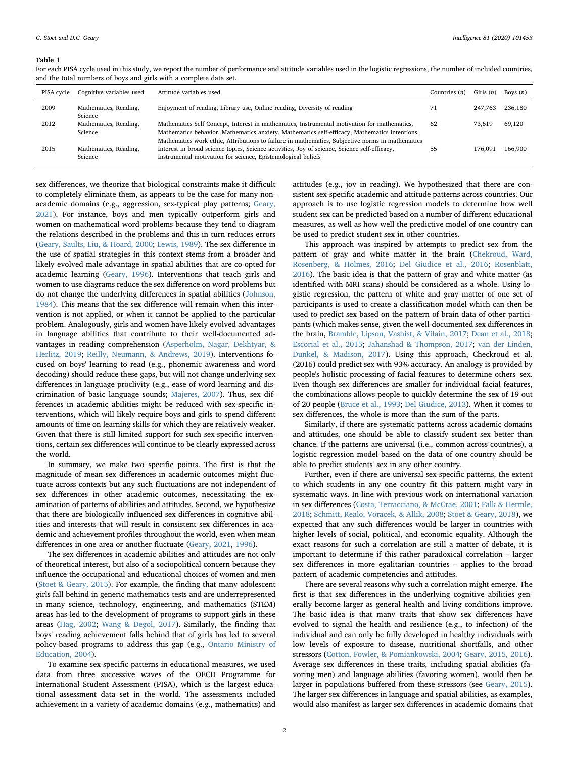**Table 1**

For each PISA cycle used in this study, we report the number of performance and attitude variables used in the logistic regressions, the number of included countries, and the total numbers of boys and girls with a complete data set.

| PISA cycle | Cognitive variables used | Attitude variables used | Countries (n) | Girls (n) | Boys (n) |
|---|---|---|---|---|---|
| 2009 | Mathematics, Reading, Science | Enjoyment of reading, Library use, Online reading, Diversity of reading | 71 | 247,763 | 236,180 |
| 2012 | Mathematics, Reading, Science | Mathematics Self Concept, Interest in mathematics, Instrumental motivation for mathematics, Mathematics behavior, Mathematics anxiety, Mathematics self-efficacy, Mathematics intentions, Mathematics work ethic, Attributions to failure in mathematics, Subjective norms in mathematics | 62 | 73,619 | 69,120 |
| 2015 | Mathematics, Reading, Science | Interest in broad science topics, Science activities, Joy of science, Science self-efficacy, Instrumental motivation for science, Epistemological beliefs | 55 | 176,091 | 166,900 |

sex differences, we theorize that biological constraints make it difficult to completely eliminate them, as appears to be the case for many non-academic domains (e.g., aggression, sex-typical play patterns; Geary, 2021). For instance, boys and men typically outperform girls and women on mathematical word problems because they tend to diagram the relations described in the problems and this in turn reduces errors (Geary, Saults, Liu, & Hoard, 2000; Lewis, 1989). The sex difference in the use of spatial strategies in this context stems from a broader and likely evolved male advantage in spatial abilities that are co-opted for academic learning (Geary, 1996). Interventions that teach girls and women to use diagrams reduce the sex difference on word problems but do not change the underlying differences in spatial abilities (Johnson, 1984). This means that the sex difference will remain when this intervention is not applied, or when it cannot be applied to the particular problem. Analogously, girls and women have likely evolved advantages in language abilities that contribute to their well-documented advantages in reading comprehension (Asperholm, Nagar, Dekhtyar, & Herlitz, 2019; Reilly, Neumann, & Andrews, 2019). Interventions focused on boys' learning to read (e.g., phonemic awareness and word decoding) should reduce these gaps, but will not change underlying sex differences in language proclivity (e.g., ease of word learning and discrimination of basic language sounds; Majeres, 2007). Thus, sex differences in academic abilities might be reduced with sex-specific interventions, which will likely require boys and girls to spend different amounts of time on learning skills for which they are relatively weaker. Given that there is still limited support for such sex-specific interventions, certain sex differences will continue to be clearly expressed across the world.

In summary, we make two specific points. The first is that the magnitude of mean sex differences in academic outcomes might fluctuate across contexts but any such fluctuations are not independent of sex differences in other academic outcomes, necessitating the examination of patterns of abilities and attitudes. Second, we hypothesize that there are biologically influenced sex differences in cognitive abilities and interests that will result in consistent sex differences in academic and achievement profiles throughout the world, even when mean differences in one area or another fluctuate (Geary, 2021, 1996).

The sex differences in academic abilities and attitudes are not only of theoretical interest, but also of a sociopolitical concern because they influence the occupational and educational choices of women and men (Stoet & Geary, 2015). For example, the finding that many adolescent girls fall behind in generic mathematics tests and are underrepresented in many science, technology, engineering, and mathematics (STEM) areas has led to the development of programs to support girls in these areas (Hag, 2002; Wang & Degol, 2017). Similarly, the finding that boys' reading achievement falls behind that of girls has led to several policy-based programs to address this gap (e.g., Ontario Ministry of Education, 2004).

To examine sex-specific patterns in educational measures, we used data from three successive waves of the OECD Programme for International Student Assessment (PISA), which is the largest educational assessment data set in the world. The assessments included achievement in a variety of academic domains (e.g., mathematics) and attitudes (e.g., joy in reading). We hypothesized that there are consistent sex-specific academic and attitude patterns across countries. Our approach is to use logistic regression models to determine how well student sex can be predicted based on a number of different educational measures, as well as how well the predictive model of one country can be used to predict student sex in other countries.

This approach was inspired by attempts to predict sex from the pattern of gray and white matter in the brain (Chekroud, Ward, Rosenberg, & Holmes, 2016; Del Giudice et al., 2016; Rosenblatt, 2016). The basic idea is that the pattern of gray and white matter (as identified with MRI scans) should be considered as a whole. Using logistic regression, the pattern of white and gray matter of one set of participants is used to create a classification model which can then be used to predict sex based on the pattern of brain data of other participants (which makes sense, given the well-documented sex differences in the brain, Bramble, Lipson, Vashist, & Vilain, 2017; Dean et al., 2018; Escorial et al., 2015; Jahanshad & Thompson, 2017; van der Linden, Dunkel, & Madison, 2017). Using this approach, Checkroud et al. (2016) could predict sex with 93% accuracy. An analogy is provided by people's holistic processing of facial features to determine others' sex. Even though sex differences are smaller for individual facial features, the combinations allows people to quickly determine the sex of 19 out of 20 people (Bruce et al., 1993; Del Giudice, 2013). When it comes to sex differences, the whole is more than the sum of the parts.

Similarly, if there are systematic patterns across academic domains and attitudes, one should be able to classify student sex better than chance. If the patterns are universal (i.e., common across countries), a logistic regression model based on the data of one country should be able to predict students' sex in any other country.

Further, even if there are universal sex-specific patterns, the extent to which students in any one country fit this pattern might vary in systematic ways. In line with previous work on international variation in sex differences (Costa, Terracciano, & McCrae, 2001; Falk & Hermle, 2018; Schmitt, Realo, Voracek, & Allik, 2008; Stoet & Geary, 2018), we expected that any such differences would be larger in countries with higher levels of social, political, and economic equality. Although the exact reasons for such a correlation are still a matter of debate, it is important to determine if this rather paradoxical correlation – larger sex differences in more egalitarian countries – applies to the broad pattern of academic competencies and attitudes.

There are several reasons why such a correlation might emerge. The first is that sex differences in the underlying cognitive abilities generally become larger as general health and living conditions improve. The basic idea is that many traits that show sex differences have evolved to signal the health and resilience (e.g., to infection) of the individual and can only be fully developed in healthy individuals with low levels of exposure to disease, nutritional shortfalls, and other stressors (Cotton, Fowler, & Pomiankowski, 2004; Geary, 2015, 2016). Average sex differences in these traits, including spatial abilities (favoring men) and language abilities (favoring women), would then be larger in populations buffered from these stressors (see Geary, 2015). The larger sex differences in language and spatial abilities, as examples, would also manifest as larger sex differences in academic domains that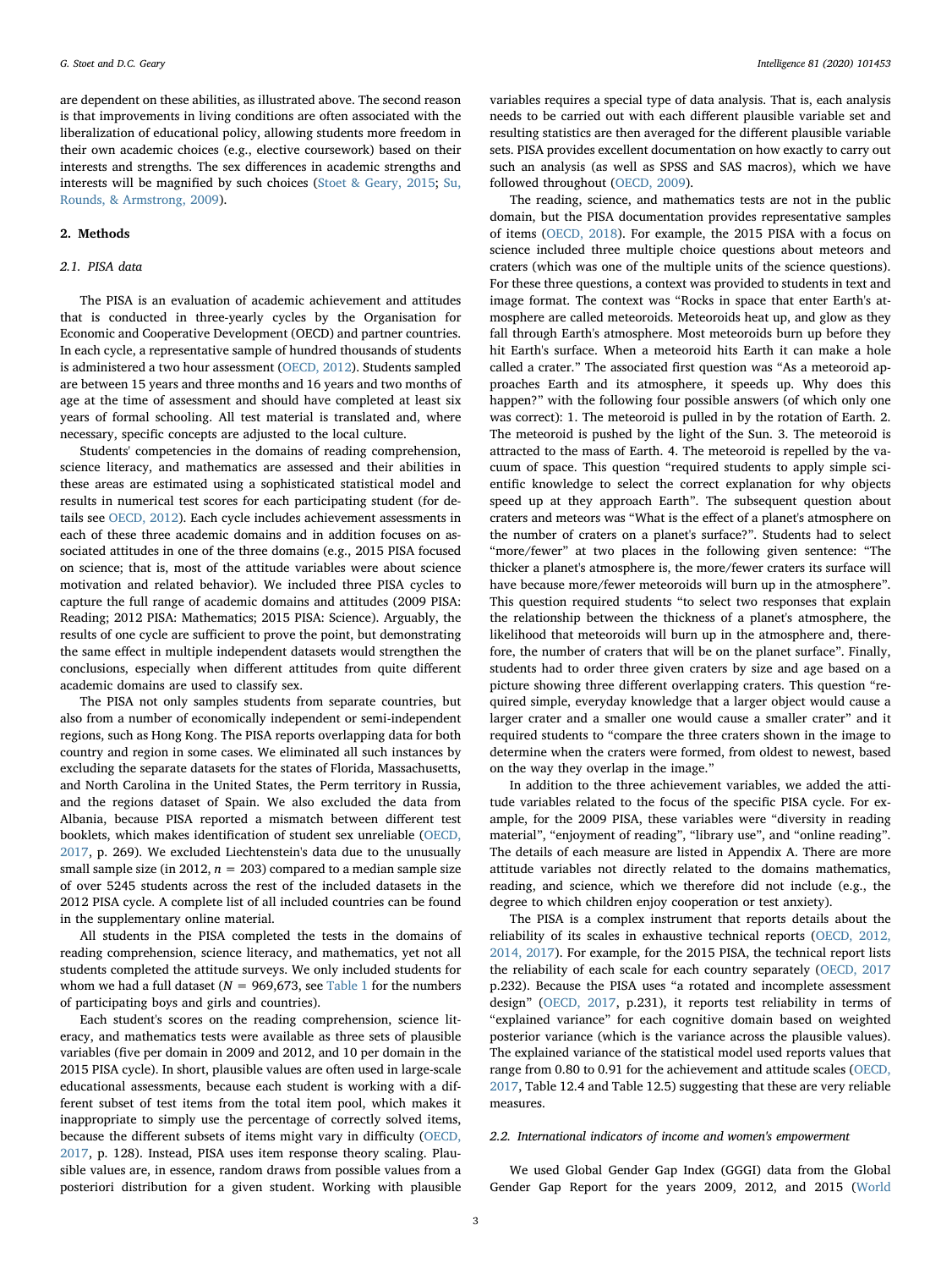are dependent on these abilities, as illustrated above. The second reason is that improvements in living conditions are often associated with the liberalization of educational policy, allowing students more freedom in their own academic choices (e.g., elective coursework) based on their interests and strengths. The sex differences in academic strengths and interests will be magnified by such choices (Stoet & Geary, 2015; Su, Rounds, & Armstrong, 2009).

## 2. Methods

### 2.1. PISA data

The PISA is an evaluation of academic achievement and attitudes that is conducted in three-yearly cycles by the Organisation for Economic and Cooperative Development (OECD) and partner countries. In each cycle, a representative sample of hundred thousands of students is administered a two hour assessment (OECD, 2012). Students sampled are between 15 years and three months and 16 years and two months of age at the time of assessment and should have completed at least six years of formal schooling. All test material is translated and, where necessary, specific concepts are adjusted to the local culture.

Students' competencies in the domains of reading comprehension, science literacy, and mathematics are assessed and their abilities in these areas are estimated using a sophisticated statistical model and results in numerical test scores for each participating student (for details see OECD, 2012). Each cycle includes achievement assessments in each of these three academic domains and in addition focuses on associated attitudes in one of the three domains (e.g., 2015 PISA focused on science; that is, most of the attitude variables were about science motivation and related behavior). We included three PISA cycles to capture the full range of academic domains and attitudes (2009 PISA: Reading; 2012 PISA: Mathematics; 2015 PISA: Science). Arguably, the results of one cycle are sufficient to prove the point, but demonstrating the same effect in multiple independent datasets would strengthen the conclusions, especially when different attitudes from quite different academic domains are used to classify sex.

The PISA not only samples students from separate countries, but also from a number of economically independent or semi-independent regions, such as Hong Kong. The PISA reports overlapping data for both country and region in some cases. We eliminated all such instances by excluding the separate datasets for the states of Florida, Massachusetts, and North Carolina in the United States, the Perm territory in Russia, and the regions dataset of Spain. We also excluded the data from Albania, because PISA reported a mismatch between different test booklets, which makes identification of student sex unreliable (OECD, 2017, p. 269). We excluded Liechtenstein's data due to the unusually small sample size (in 2012, $n = 203$) compared to a median sample size of over 5245 students across the rest of the included datasets in the 2012 PISA cycle. A complete list of all included countries can be found in the supplementary online material.

All students in the PISA completed the tests in the domains of reading comprehension, science literacy, and mathematics, yet not all students completed the attitude surveys. We only included students for whom we had a full dataset ($N = 969{,}673$, see Table 1 for the numbers of participating boys and girls and countries).

Each student's scores on the reading comprehension, science literacy, and mathematics tests were available as three sets of plausible variables (five per domain in 2009 and 2012, and 10 per domain in the 2015 PISA cycle). In short, plausible values are often used in large-scale educational assessments, because each student is working with a different subset of test items from the total item pool, which makes it inappropriate to simply use the percentage of correctly solved items, because the different subsets of items might vary in difficulty (OECD, 2017, p. 128). Instead, PISA uses item response theory scaling. Plausible values are, in essence, random draws from possible values from a posteriori distribution for a given student. Working with plausible variables requires a special type of data analysis. That is, each analysis needs to be carried out with each different plausible variable set and resulting statistics are then averaged for the different plausible variable sets. PISA provides excellent documentation on how exactly to carry out such an analysis (as well as SPSS and SAS macros), which we have followed throughout (OECD, 2009).

The reading, science, and mathematics tests are not in the public domain, but the PISA documentation provides representative samples of items (OECD, 2018). For example, the 2015 PISA with a focus on science included three multiple choice questions about meteors and craters (which was one of the multiple units of the science questions). For these three questions, a context was provided to students in text and image format. The context was "Rocks in space that enter Earth's atmosphere are called meteoroids. Meteoroids heat up, and glow as they fall through Earth's atmosphere. Most meteoroids burn up before they hit Earth's surface. When a meteoroid hits Earth it can make a hole called a crater." The associated first question was "As a meteoroid approaches Earth and its atmosphere, it speeds up. Why does this happen?" with the following four possible answers (of which only one was correct): 1. The meteoroid is pulled in by the rotation of Earth. 2. The meteoroid is pushed by the light of the Sun. 3. The meteoroid is attracted to the mass of Earth. 4. The meteoroid is repelled by the vacuum of space. This question "required students to apply simple scientific knowledge to select the correct explanation for why objects speed up at they approach Earth". The subsequent question about craters and meteors was "What is the effect of a planet's atmosphere on the number of craters on a planet's surface?". Students had to select "more/fewer" at two places in the following given sentence: "The thicker a planet's atmosphere is, the more/fewer craters its surface will have because more/fewer meteoroids will burn up in the atmosphere". This question required students "to select two responses that explain the relationship between the thickness of a planet's atmosphere, the likelihood that meteoroids will burn up in the atmosphere and, therefore, the number of craters that will be on the planet surface". Finally, students had to order three given craters by size and age based on a picture showing three different overlapping craters. This question "required simple, everyday knowledge that a larger object would cause a larger crater and a smaller one would cause a smaller crater" and it required students to "compare the three craters shown in the image to determine when the craters were formed, from oldest to newest, based on the way they overlap in the image."

In addition to the three achievement variables, we added the attitude variables related to the focus of the specific PISA cycle. For example, for the 2009 PISA, these variables were "diversity in reading material", "enjoyment of reading", "library use", and "online reading". The details of each measure are listed in Appendix A. There are more attitude variables not directly related to the domains mathematics, reading, and science, which we therefore did not include (e.g., the degree to which children enjoy cooperation or test anxiety).

The PISA is a complex instrument that reports details about the reliability of its scales in exhaustive technical reports (OECD, 2012, 2014, 2017). For example, for the 2015 PISA, the technical report lists the reliability of each scale for each country separately (OECD, 2017 p.232). Because the PISA uses "a rotated and incomplete assessment design" (OECD, 2017, p.231), it reports test reliability in terms of "explained variance" for each cognitive domain based on weighted posterior variance (which is the variance across the plausible values). The explained variance of the statistical model used reports values that range from 0.80 to 0.91 for the achievement and attitude scales (OECD, 2017, Table 12.4 and Table 12.5) suggesting that these are very reliable measures.

### 2.2. International indicators of income and women's empowerment

We used Global Gender Gap Index (GGGI) data from the Global Gender Gap Report for the years 2009, 2012, and 2015 (World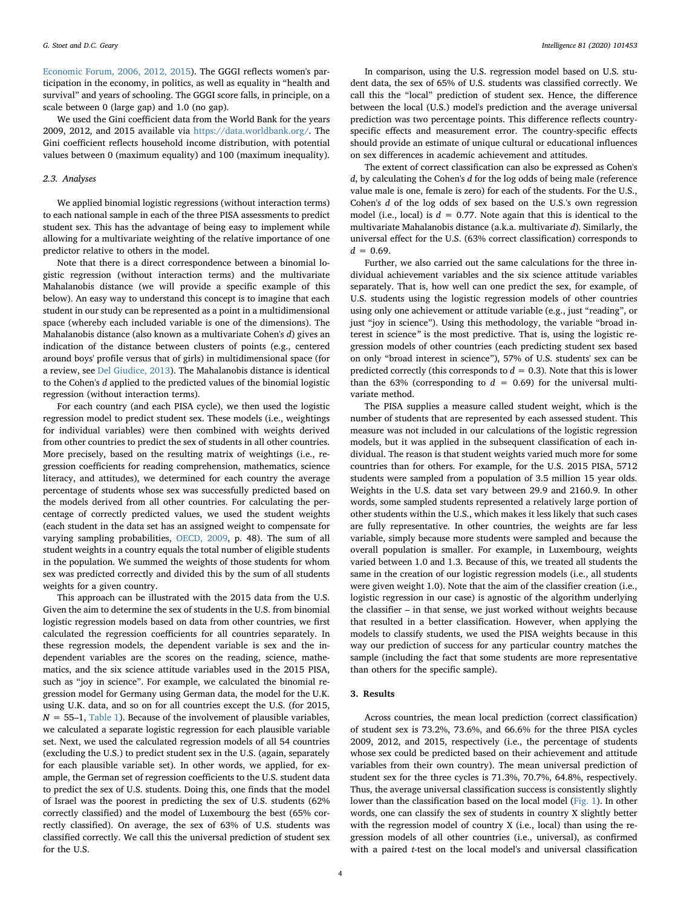Economic Forum, 2006, 2012, 2015). The GGGI reflects women's participation in the economy, in politics, as well as equality in "health and survival" and years of schooling. The GGGI score falls, in principle, on a scale between 0 (large gap) and 1.0 (no gap).

We used the Gini coefficient data from the World Bank for the years 2009, 2012, and 2015 available via https://data.worldbank.org/. The Gini coefficient reflects household income distribution, with potential values between 0 (maximum equality) and 100 (maximum inequality).

### 2.3. Analyses

We applied binomial logistic regressions (without interaction terms) to each national sample in each of the three PISA assessments to predict student sex. This has the advantage of being easy to implement while allowing for a multivariate weighting of the relative importance of one predictor relative to others in the model.

Note that there is a direct correspondence between a binomial logistic regression (without interaction terms) and the multivariate Mahalanobis distance (we will provide a specific example of this below). An easy way to understand this concept is to imagine that each student in our study can be represented as a point in a multidimensional space (whereby each included variable is one of the dimensions). The Mahalanobis distance (also known as a multivariate Cohen's *d*) gives an indication of the distance between clusters of points (e.g., centered around boys' profile versus that of girls) in multidimensional space (for a review, see Del Giudice, 2013). The Mahalanobis distance is identical to the Cohen's *d* applied to the predicted values of the binomial logistic regression (without interaction terms).

For each country (and each PISA cycle), we then used the logistic regression model to predict student sex. These models (i.e., weightings for individual variables) were then combined with weights derived from other countries to predict the sex of students in all other countries. More precisely, based on the resulting matrix of weightings (i.e., regression coefficients for reading comprehension, mathematics, science literacy, and attitudes), we determined for each country the average percentage of students whose sex was successfully predicted based on the models derived from all other countries. For calculating the percentage of correctly predicted values, we used the student weights (each student in the data set has an assigned weight to compensate for varying sampling probabilities, OECD, 2009, p. 48). The sum of all student weights in a country equals the total number of eligible students in the population. We summed the weights of those students for whom sex was predicted correctly and divided this by the sum of all students weights for a given country.

This approach can be illustrated with the 2015 data from the U.S. Given the aim to determine the sex of students in the U.S. from binomial logistic regression models based on data from other countries, we first calculated the regression coefficients for all countries separately. In these regression models, the dependent variable is sex and the independent variables are the scores on the reading, science, mathematics, and the six science attitude variables used in the 2015 PISA, such as "joy in science". For example, we calculated the binomial regression model for Germany using German data, the model for the U.K. using U.K. data, and so on for all countries except the U.S. (for 2015, $N = 55–1$, Table 1). Because of the involvement of plausible variables, we calculated a separate logistic regression for each plausible variable set. Next, we used the calculated regression models of all 54 countries (excluding the U.S.) to predict student sex in the U.S. (again, separately for each plausible variable set). In other words, we applied, for example, the German set of regression coefficients to the U.S. student data to predict the sex of U.S. students. Doing this, one finds that the model of Israel was the poorest in predicting the sex of U.S. students (62% correctly classified) and the model of Luxembourg the best (65% correctly classified). On average, the sex of 63% of U.S. students was classified correctly. We call this the universal prediction of student sex for the U.S.

In comparison, using the U.S. regression model based on U.S. student data, the sex of 65% of U.S. students was classified correctly. We call this the "local" prediction of student sex. Hence, the difference between the local (U.S.) model's prediction and the average universal prediction was two percentage points. This difference reflects country-specific effects and measurement error. The country-specific effects should provide an estimate of unique cultural or educational influences on sex differences in academic achievement and attitudes.

The extent of correct classification can also be expressed as Cohen's *d*, by calculating the Cohen's *d* for the log odds of being male (reference value male is one, female is zero) for each of the students. For the U.S., Cohen's *d* of the log odds of sex based on the U.S.'s own regression model (i.e., local) is $d = 0.77$. Note again that this is identical to the multivariate Mahalanobis distance (a.k.a. multivariate *d*). Similarly, the universal effect for the U.S. (63% correct classification) corresponds to $d = 0.69$.

Further, we also carried out the same calculations for the three individual achievement variables and the six science attitude variables separately. That is, how well can one predict the sex, for example, of U.S. students using the logistic regression models of other countries using only one achievement or attitude variable (e.g., just "reading", or just "joy in science"). Using this methodology, the variable "broad interest in science" is the most predictive. That is, using the logistic regression models of other countries (each predicting student sex based on only "broad interest in science"), 57% of U.S. students' sex can be predicted correctly (this corresponds to $d = 0.3$). Note that this is lower than the 63% (corresponding to $d = 0.69$) for the universal multivariate method.

The PISA supplies a measure called student weight, which is the number of students that are represented by each assessed student. This measure was not included in our calculations of the logistic regression models, but it was applied in the subsequent classification of each individual. The reason is that student weights varied much more for some countries than for others. For example, for the U.S. 2015 PISA, 5712 students were sampled from a population of 3.5 million 15 year olds. Weights in the U.S. data set vary between 29.9 and 2160.9. In other words, some sampled students represented a relatively large portion of other students within the U.S., which makes it less likely that such cases are fully representative. In other countries, the weights are far less variable, simply because more students were sampled and because the overall population is smaller. For example, in Luxembourg, weights varied between 1.0 and 1.3. Because of this, we treated all students the same in the creation of our logistic regression models (i.e., all students were given weight 1.0). Note that the aim of the classifier creation (i.e., logistic regression in our case) is agnostic of the algorithm underlying the classifier – in that sense, we just worked without weights because that resulted in a better classification. However, when applying the models to classify students, we used the PISA weights because in this way our prediction of success for any particular country matches the sample (including the fact that some students are more representative than others for the specific sample).

## 3. Results

Across countries, the mean local prediction (correct classification) of student sex is 73.2%, 73.6%, and 66.6% for the three PISA cycles 2009, 2012, and 2015, respectively (i.e., the percentage of students whose sex could be predicted based on their achievement and attitude variables from their own country). The mean universal prediction of student sex for the three cycles is 71.3%, 70.7%, 64.8%, respectively. Thus, the average universal classification success is consistently slightly lower than the classification based on the local model (Fig. 1). In other words, one can classify the sex of students in country X slightly better with the regression model of country X (i.e., local) than using the regression models of all other countries (i.e., universal), as confirmed with a paired *t*-test on the local model's and universal classification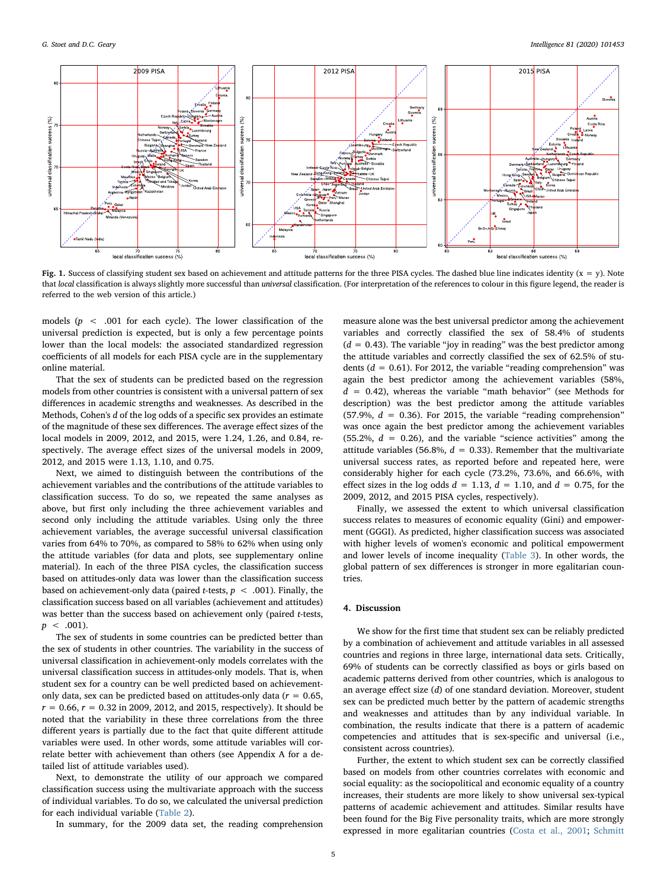**Fig. 1.** Success of classifying student sex based on achievement and attitude patterns for the three PISA cycles. The dashed blue line indicates identity ($x = y$). Note that *local* classification is always slightly more successful than *universal* classification. (For interpretation of the references to colour in this figure legend, the reader is referred to the web version of this article.)

models ($p < .001$ for each cycle). The lower classification of the universal prediction is expected, but is only a few percentage points lower than the local models: the associated standardized regression coefficients of all models for each PISA cycle are in the supplementary online material.

That the sex of students can be predicted based on the regression models from other countries is consistent with a universal pattern of sex differences in academic strengths and weaknesses. As described in the Methods, Cohen's *d* of the log odds of a specific sex provides an estimate of the magnitude of these sex differences. The average effect sizes of the local models in 2009, 2012, and 2015, were 1.24, 1.26, and 0.84, respectively. The average effect sizes of the universal models in 2009, 2012, and 2015 were 1.13, 1.10, and 0.75.

Next, we aimed to distinguish between the contributions of the achievement variables and the contributions of the attitude variables to classification success. To do so, we repeated the same analyses as above, but first only including the three achievement variables and second only including the attitude variables. Using only the three achievement variables, the average successful universal classification varies from 64% to 70%, as compared to 58% to 62% when using only the attitude variables (for data and plots, see supplementary online material). In each of the three PISA cycles, the classification success based on attitudes-only data was lower than the classification success based on achievement-only data (paired *t*-tests, $p < .001$). Finally, the classification success based on all variables (achievement and attitudes) was better than the success based on achievement only (paired *t*-tests, $p < .001$).

The sex of students in some countries can be predicted better than the sex of students in other countries. The variability in the success of universal classification in achievement-only models correlates with the universal classification success in attitudes-only models. That is, when student sex for a country can be well predicted based on achievement-only data, sex can be predicted based on attitudes-only data ($r = 0.65$, $r = 0.66$, $r = 0.32$ in 2009, 2012, and 2015, respectively). It should be noted that the variability in these three correlations from the three different years is partially due to the fact that quite different attitude variables were used. In other words, some attitude variables will correlate better with achievement than others (see Appendix A for a detailed list of attitude variables used).

Next, to demonstrate the utility of our approach we compared classification success using the multivariate approach with the success of individual variables. To do so, we calculated the universal prediction for each individual variable (Table 2).

In summary, for the 2009 data set, the reading comprehension measure alone was the best universal predictor among the achievement variables and correctly classified the sex of 58.4% of students ($d = 0.43$). The variable "joy in reading" was the best predictor among the attitude variables and correctly classified the sex of 62.5% of students ($d = 0.61$). For 2012, the variable "reading comprehension" was again the best predictor among the achievement variables (58%, $d = 0.42$), whereas the variable "math behavior" (see Methods for description) was the best predictor among the attitude variables (57.9%, $d = 0.36$). For 2015, the variable "reading comprehension" was once again the best predictor among the achievement variables (55.2%, $d = 0.26$), and the variable "science activities" among the attitude variables (56.8%, $d = 0.33$). Remember that the multivariate universal success rates, as reported before and repeated here, were considerably higher for each cycle (73.2%, 73.6%, and 66.6%, with effect sizes in the log odds $d = 1.13$, $d = 1.10$, and $d = 0.75$, for the 2009, 2012, and 2015 PISA cycles, respectively).

Finally, we assessed the extent to which universal classification success relates to measures of economic equality (Gini) and empowerment (GGGI). As predicted, higher classification success was associated with higher levels of women's economic and political empowerment and lower levels of income inequality (Table 3). In other words, the global pattern of sex differences is stronger in more egalitarian countries.

## 4. Discussion

We show for the first time that student sex can be reliably predicted by a combination of achievement and attitude variables in all assessed countries and regions in three large, international data sets. Critically, 69% of students can be correctly classified as boys or girls based on academic patterns derived from other countries, which is analogous to an average effect size (*d*) of one standard deviation. Moreover, student sex can be predicted much better by the pattern of academic strengths and weaknesses and attitudes than by any individual variable. In combination, the results indicate that there is a pattern of academic competencies and attitudes that is sex-specific and universal (i.e., consistent across countries).

Further, the extent to which student sex can be correctly classified based on models from other countries correlates with economic and social equality: as the sociopolitical and economic equality of a country increases, their students are more likely to show universal sex-typical patterns of academic achievement and attitudes. Similar results have been found for the Big Five personality traits, which are more strongly expressed in more egalitarian countries (Costa et al., 2001; Schmitt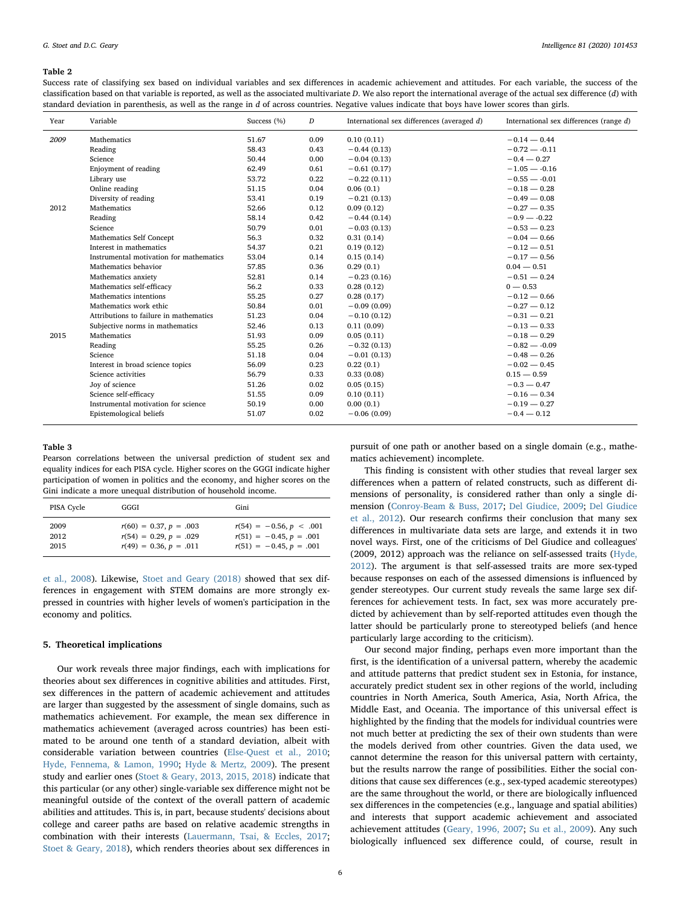**Table 2**

Success rate of classifying sex based on individual variables and sex differences in academic achievement and attitudes. For each variable, the success of the classification based on that variable is reported, as well as the associated multivariate *D*. We also report the international average of the actual sex difference (*d*) with standard deviation in parenthesis, as well as the range in *d* of across countries. Negative values indicate that boys have lower scores than girls.

| Year | Variable | Success (%) | *D* | International sex differences (averaged *d*) | International sex differences (range *d*) |
|---|---|---|---|---|---|
| *2009* | Mathematics | 51.67 | 0.09 | 0.10 (0.11) | −0.14 — 0.44 |
| | Reading | 58.43 | 0.43 | −0.44 (0.13) | −0.72 — -0.11 |
| | Science | 50.44 | 0.00 | −0.04 (0.13) | −0.4 — 0.27 |
| | Enjoyment of reading | 62.49 | 0.61 | −0.61 (0.17) | −1.05 — -0.16 |
| | Library use | 53.72 | 0.22 | −0.22 (0.11) | −0.55 — -0.01 |
| | Online reading | 51.15 | 0.04 | 0.06 (0.1) | −0.18 — 0.28 |
| | Diversity of reading | 53.41 | 0.19 | −0.21 (0.13) | −0.49 — 0.08 |
| 2012 | Mathematics | 52.66 | 0.12 | 0.09 (0.12) | −0.27 — 0.35 |
| | Reading | 58.14 | 0.42 | −0.44 (0.14) | −0.9 — -0.22 |
| | Science | 50.79 | 0.01 | −0.03 (0.13) | −0.53 — 0.23 |
| | Mathematics Self Concept | 56.3 | 0.32 | 0.31 (0.14) | −0.04 — 0.66 |
| | Interest in mathematics | 54.37 | 0.21 | 0.19 (0.12) | −0.12 — 0.51 |
| | Instrumental motivation for mathematics | 53.04 | 0.14 | 0.15 (0.14) | −0.17 — 0.56 |
| | Mathematics behavior | 57.85 | 0.36 | 0.29 (0.1) | 0.04 — 0.51 |
| | Mathematics anxiety | 52.81 | 0.14 | −0.23 (0.16) | −0.51 — 0.24 |
| | Mathematics self-efficacy | 56.2 | 0.33 | 0.28 (0.12) | 0 — 0.53 |
| | Mathematics intentions | 55.25 | 0.27 | 0.28 (0.17) | −0.12 — 0.66 |
| | Mathematics work ethic | 50.84 | 0.01 | −0.09 (0.09) | −0.27 — 0.12 |
| | Attributions to failure in mathematics | 51.23 | 0.04 | −0.10 (0.12) | −0.31 — 0.21 |
| | Subjective norms in mathematics | 52.46 | 0.13 | 0.11 (0.09) | −0.13 — 0.33 |
| 2015 | Mathematics | 51.93 | 0.09 | 0.05 (0.11) | −0.18 — 0.29 |
| | Reading | 55.25 | 0.26 | −0.32 (0.13) | −0.82 — -0.09 |
| | Science | 51.18 | 0.04 | −0.01 (0.13) | −0.48 — 0.26 |
| | Interest in broad science topics | 56.09 | 0.23 | 0.22 (0.1) | −0.02 — 0.45 |
| | Science activities | 56.79 | 0.33 | 0.33 (0.08) | 0.15 — 0.59 |
| | Joy of science | 51.26 | 0.02 | 0.05 (0.15) | −0.3 — 0.47 |
| | Science self-efficacy | 51.55 | 0.09 | 0.10 (0.11) | −0.16 — 0.34 |
| | Instrumental motivation for science | 50.19 | 0.00 | 0.00 (0.1) | −0.19 — 0.27 |
| | Epistemological beliefs | 51.07 | 0.02 | −0.06 (0.09) | −0.4 — 0.12 |

**Table 3**

Pearson correlations between the universal prediction of student sex and equality indices for each PISA cycle. Higher scores on the GGGI indicate higher participation of women in politics and the economy, and higher scores on the Gini indicate a more unequal distribution of household income.

| PISA Cycle | GGGI | Gini |
|---|---|---|
| 2009 | $r(60) = 0.37, p = .003$ | $r(54) = -0.56, p < .001$ |
| 2012 | $r(54) = 0.29, p = .029$ | $r(51) = -0.45, p = .001$ |
| 2015 | $r(49) = 0.36, p = .011$ | $r(51) = -0.45, p = .001$ |

et al., 2008). Likewise, Stoet and Geary (2018) showed that sex differences in engagement with STEM domains are more strongly expressed in countries with higher levels of women's participation in the economy and politics.

## 5. Theoretical implications

Our work reveals three major findings, each with implications for theories about sex differences in cognitive abilities and attitudes. First, sex differences in the pattern of academic achievement and attitudes are larger than suggested by the assessment of single domains, such as mathematics achievement. For example, the mean sex difference in mathematics achievement (averaged across countries) has been estimated to be around one tenth of a standard deviation, albeit with considerable variation between countries (Else-Quest et al., 2010; Hyde, Fennema, & Lamon, 1990; Hyde & Mertz, 2009). The present study and earlier ones (Stoet & Geary, 2013, 2015, 2018) indicate that this particular (or any other) single-variable sex difference might not be meaningful outside of the context of the overall pattern of academic abilities and attitudes. This is, in part, because students' decisions about college and career paths are based on relative academic strengths in combination with their interests (Lauermann, Tsai, & Eccles, 2017; Stoet & Geary, 2018), which renders theories about sex differences in pursuit of one path or another based on a single domain (e.g., mathematics achievement) incomplete.

This finding is consistent with other studies that reveal larger sex differences when a pattern of related constructs, such as different dimensions of personality, is considered rather than only a single dimension (Conroy-Beam & Buss, 2017; Del Giudice, 2009; Del Giudice et al., 2012). Our research confirms their conclusion that many sex differences in multivariate data sets are large, and extends it in two novel ways. First, one of the criticisms of Del Giudice and colleagues' (2009, 2012) approach was the reliance on self-assessed traits (Hyde, 2012). The argument is that self-assessed traits are more sex-typed because responses on each of the assessed dimensions is influenced by gender stereotypes. Our current study reveals the same large sex differences for achievement tests. In fact, sex was more accurately predicted by achievement than by self-reported attitudes even though the latter should be particularly prone to stereotyped beliefs (and hence particularly large according to the criticism).

Our second major finding, perhaps even more important than the first, is the identification of a universal pattern, whereby the academic and attitude patterns that predict student sex in Estonia, for instance, accurately predict student sex in other regions of the world, including countries in North America, South America, Asia, North Africa, the Middle East, and Oceania. The importance of this universal effect is highlighted by the finding that the models for individual countries were not much better at predicting the sex of their own students than were the models derived from other countries. Given the data used, we cannot determine the reason for this universal pattern with certainty, but the results narrow the range of possibilities. Either the social conditions that cause sex differences (e.g., sex-typed academic stereotypes) are the same throughout the world, or there are biologically influenced sex differences in the competencies (e.g., language and spatial abilities) and interests that support academic achievement and associated achievement attitudes (Geary, 1996, 2007; Su et al., 2009). Any such biologically influenced sex difference could, of course, result in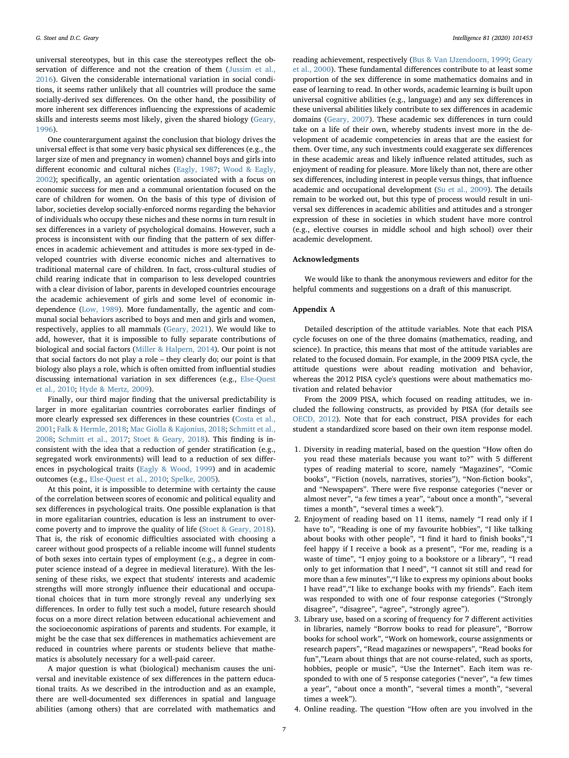universal stereotypes, but in this case the stereotypes reflect the observation of difference and not the creation of them (Jussim et al., 2016). Given the considerable international variation in social conditions, it seems rather unlikely that all countries will produce the same socially-derived sex differences. On the other hand, the possibility of more inherent sex differences influencing the expressions of academic skills and interests seems most likely, given the shared biology (Geary, 1996).

One counterargument against the conclusion that biology drives the universal effect is that some very basic physical sex differences (e.g., the larger size of men and pregnancy in women) channel boys and girls into different economic and cultural niches (Eagly, 1987; Wood & Eagly, 2002); specifically, an agentic orientation associated with a focus on economic success for men and a communal orientation focused on the care of children for women. On the basis of this type of division of labor, societies develop socially-enforced norms regarding the behavior of individuals who occupy these niches and these norms in turn result in sex differences in a variety of psychological domains. However, such a process is inconsistent with our finding that the pattern of sex differences in academic achievement and attitudes is more sex-typed in developed countries with diverse economic niches and alternatives to traditional maternal care of children. In fact, cross-cultural studies of child rearing indicate that in comparison to less developed countries with a clear division of labor, parents in developed countries encourage the academic achievement of girls and some level of economic independence (Low, 1989). More fundamentally, the agentic and communal social behaviors ascribed to boys and men and girls and women, respectively, applies to all mammals (Geary, 2021). We would like to add, however, that it is impossible to fully separate contributions of biological and social factors (Miller & Halpern, 2014). Our point is not that social factors do not play a role – they clearly do; our point is that biology also plays a role, which is often omitted from influential studies discussing international variation in sex differences (e.g., Else-Quest et al., 2010; Hyde & Mertz, 2009).

Finally, our third major finding that the universal predictability is larger in more egalitarian countries corroborates earlier findings of more clearly expressed sex differences in these countries (Costa et al., 2001; Falk & Hermle, 2018; Mac Giolla & Kajonius, 2018; Schmitt et al., 2008; Schmitt et al., 2017; Stoet & Geary, 2018). This finding is inconsistent with the idea that a reduction of gender stratification (e.g., segregated work environments) will lead to a reduction of sex differences in psychological traits (Eagly & Wood, 1999) and in academic outcomes (e.g., Else-Quest et al., 2010; Spelke, 2005).

At this point, it is impossible to determine with certainty the cause of the correlation between scores of economic and political equality and sex differences in psychological traits. One possible explanation is that in more egalitarian countries, education is less an instrument to overcome poverty and to improve the quality of life (Stoet & Geary, 2018). That is, the risk of economic difficulties associated with choosing a career without good prospects of a reliable income will funnel students of both sexes into certain types of employment (e.g., a degree in computer science instead of a degree in medieval literature). With the lessening of these risks, we expect that students' interests and academic strengths will more strongly influence their educational and occupational choices that in turn more strongly reveal any underlying sex differences. In order to fully test such a model, future research should focus on a more direct relation between educational achievement and the socioeconomic aspirations of parents and students. For example, it might be the case that sex differences in mathematics achievement are reduced in countries where parents or students believe that mathematics is absolutely necessary for a well-paid career.

A major question is what (biological) mechanism causes the universal and inevitable existence of sex differences in the pattern educational traits. As we described in the introduction and as an example, there are well-documented sex differences in spatial and language abilities (among others) that are correlated with mathematics and reading achievement, respectively (Bus & Van IJzendoorn, 1999; Geary et al., 2000). These fundamental differences contribute to at least some proportion of the sex difference in some mathematics domains and in ease of learning to read. In other words, academic learning is built upon universal cognitive abilities (e.g., language) and any sex differences in these universal abilities likely contribute to sex differences in academic domains (Geary, 2007). These academic sex differences in turn could take on a life of their own, whereby students invest more in the development of academic competencies in areas that are the easiest for them. Over time, any such investments could exaggerate sex differences in these academic areas and likely influence related attitudes, such as enjoyment of reading for pleasure. More likely than not, there are other sex differences, including interest in people versus things, that influence academic and occupational development (Su et al., 2009). The details remain to be worked out, but this type of process would result in universal sex differences in academic abilities and attitudes and a stronger expression of these in societies in which student have more control (e.g., elective courses in middle school and high school) over their academic development.

## Acknowledgments

We would like to thank the anonymous reviewers and editor for the helpful comments and suggestions on a draft of this manuscript.

## Appendix A

Detailed description of the attitude variables. Note that each PISA cycle focuses on one of the three domains (mathematics, reading, and science). In practice, this means that most of the attitude variables are related to the focused domain. For example, in the 2009 PISA cycle, the attitude questions were about reading motivation and behavior, whereas the 2012 PISA cycle's questions were about mathematics motivation and related behavior

From the 2009 PISA, which focused on reading attitudes, we included the following constructs, as provided by PISA (for details see OECD, 2012). Note that for each construct, PISA provides for each student a standardized score based on their own item response model.

1. Diversity in reading material, based on the question "How often do you read these materials because you want to?" with 5 different types of reading material to score, namely "Magazines", "Comic books", "Fiction (novels, narratives, stories")", "Non-fiction books", and "Newspapers". There were five response categories ("never or almost never", "a few times a year", "about once a month", "several times a month", "several times a week").
2. Enjoyment of reading based on 11 items, namely "I read only if I have to", "Reading is one of my favourite hobbies", "I like talking about books with other people", "I find it hard to finish books","I feel happy if I receive a book as a present", "For me, reading is a waste of time", "I enjoy going to a bookstore or a library", "I read only to get information that I need", "I cannot sit still and read for more than a few minutes","I like to express my opinions about books I have read","I like to exchange books with my friends". Each item was responded to with one of four response categories ("Strongly disagree", "disagree", "agree", "strongly agree").
3. Library use, based on a scoring of frequency for 7 different activities in libraries, namely "Borrow books to read for pleasure", "Borrow books for school work", "Work on homework, course assignments or research papers", "Read magazines or newspapers", "Read books for fun","Learn about things that are not course-related, such as sports, hobbies, people or music", "Use the Internet". Each item was responded to with one of 5 response categories ("never", "a few times a year", "about once a month", "several times a month", "several times a week").
4. Online reading. The question "How often are you involved in the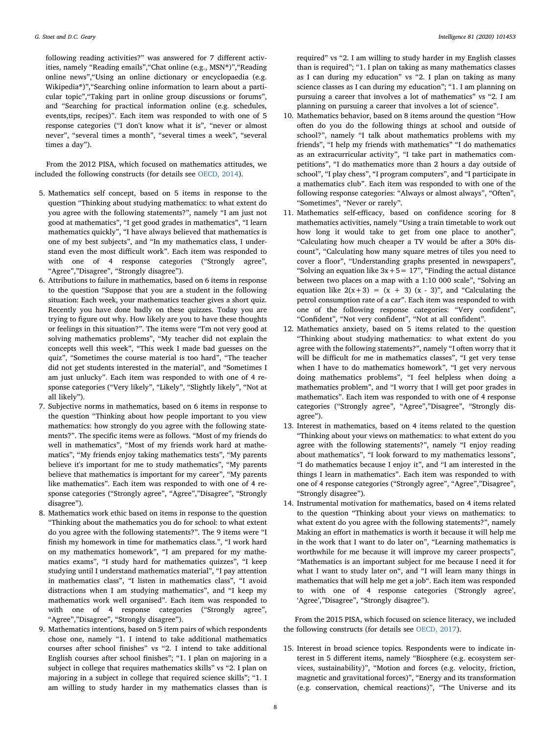following reading activities?" was answered for 7 different activities, namely "Reading emails","Chat online (e.g., MSN®)","Reading online news","Using an online dictionary or encyclopaedia (e.g. Wikipedia®)","Searching online information to learn about a particular topic","Taking part in online group discussions or forums", and "Searching for practical information online (e.g. schedules, events,tips, recipes)". Each item was responded to with one of 5 response categories ("I don't know what it is", "never or almost never", "several times a month", "several times a week", "several times a day").

From the 2012 PISA, which focused on mathematics attitudes, we included the following constructs (for details see OECD, 2014).

5. Mathematics self concept, based on 5 items in response to the question "Thinking about studying mathematics: to what extent do you agree with the following statements?", namely "I am just not good at mathematics", "I get good grades in mathematics", "I learn mathematics quickly", "I have always believed that mathematics is one of my best subjects", and "In my mathematics class, I understand even the most difficult work". Each item was responded to with one of 4 response categories ("Strongly agree", "Agree","Disagree", "Strongly disagree").
6. Attributions to failure in mathematics, based on 6 items in response to the question "Suppose that you are a student in the following situation: Each week, your mathematics teacher gives a short quiz. Recently you have done badly on these quizzes. Today you are trying to figure out why. How likely are you to have these thoughts or feelings in this situation?". The items were "I'm not very good at solving mathematics problems", "My teacher did not explain the concepts well this week", "This week I made bad guesses on the quiz", "Sometimes the course material is too hard", "The teacher did not get students interested in the material", and "Sometimes I am just unlucky". Each item was responded to with one of 4 response categories ("Very likely", "Likely", "Slightly likely", "Not at all likely").
7. Subjective norms in mathematics, based on 6 items in response to the question "Thinking about how people important to you view mathematics: how strongly do you agree with the following statements?". The specific items were as follows. "Most of my friends do well in mathematics", "Most of my friends work hard at mathematics", "My friends enjoy taking mathematics tests", "My parents believe it's important for me to study mathematics", "My parents believe that mathematics is important for my career", "My parents like mathematics". Each item was responded to with one of 4 response categories ("Strongly agree", "Agree","Disagree", "Strongly disagree").
8. Mathematics work ethic based on items in response to the question "Thinking about the mathematics you do for school: to what extent do you agree with the following statements?". The 9 items were "I finish my homework in time for mathematics class.", "I work hard on my mathematics homework", "I am prepared for my mathematics exams", "I study hard for mathematics quizzes", "I keep studying until I understand mathematics material", "I pay attention in mathematics class", "I listen in mathematics class", "I avoid distractions when I am studying mathematics", and "I keep my mathematics work well organised". Each item was responded to with one of 4 response categories ("Strongly agree", "Agree","Disagree", "Strongly disagree").
9. Mathematics intentions, based on 5 item pairs of which respondents chose one, namely "1. I intend to take additional mathematics courses after school finishes" vs "2. I intend to take additional English courses after school finishes"; "1. I plan on majoring in a subject in college that requires mathematics skills" vs "2. I plan on majoring in a subject in college that required science skills"; "1. I am willing to study harder in my mathematics classes than is required" vs "2. I am willing to study harder in my English classes than is required"; "1. I plan on taking as many mathematics classes as I can during my education" vs "2. I plan on taking as many science classes as I can during my education"; "1. I am planning on pursuing a career that involves a lot of mathematics" vs "2. I am planning on pursuing a career that involves a lot of science".
10. Mathematics behavior, based on 8 items around the question "How often do you do the following things at school and outside of school?", namely "I talk about mathematics problems with my friends", "I help my friends with mathematics" "I do mathematics as an extracurricular activity", "I take part in mathematics competitions", "I do mathematics more than 2 hours a day outside of school", "I play chess", "I program computers", and "I participate in a mathematics club". Each item was responded to with one of the following response categories: "Always or almost always", "Often", "Sometimes", "Never or rarely".
11. Mathematics self-efficacy, based on confidence scoring for 8 mathematics activities, namely "Using a train timetable to work out how long it would take to get from one place to another", "Calculating how much cheaper a TV would be after a 30% discount", "Calculating how many square metres of tiles you need to cover a floor", "Understanding graphs presented in newspapers", "Solving an equation like $3x+5= 17$", "Finding the actual distance between two places on a map with a 1:10 000 scale", "Solving an equation like $2(x+3) = (x + 3) (x - 3)$", and "Calculating the petrol consumption rate of a car". Each item was responded to with one of the following response categories: "Very confident", "Confident", "Not very confident", "Not at all confident".
12. Mathematics anxiety, based on 5 items related to the question "Thinking about studying mathematics: to what extent do you agree with the following statements?", namely "I often worry that it will be difficult for me in mathematics classes", "I get very tense when I have to do mathematics homework", "I get very nervous doing mathematics problems", "I feel helpless when doing a mathematics problem", and "I worry that I will get poor grades in mathematics". Each item was responded to with one of 4 response categories ("Strongly agree", "Agree","Disagree", "Strongly disagree").
13. Interest in mathematics, based on 4 items related to the question "Thinking about your views on mathematics: to what extent do you agree with the following statements?", namely "I enjoy reading about mathematics", "I look forward to my mathematics lessons", "I do mathematics because I enjoy it", and "I am interested in the things I learn in mathematics". Each item was responded to with one of 4 response categories ("Strongly agree", "Agree","Disagree", "Strongly disagree").
14. Instrumental motivation for mathematics, based on 4 items related to the question "Thinking about your views on mathematics: to what extent do you agree with the following statements?", namely Making an effort in mathematics is worth it because it will help me in the work that I want to do later on", "Learning mathematics is worthwhile for me because it will improve my career prospects", "Mathematics is an important subject for me because I need it for what I want to study later on", and "I will learn many things in mathematics that will help me get a job". Each item was responded to with one of 4 response categories ('Strongly agree', 'Agree',"Disagree", "Strongly disagree").

From the 2015 PISA, which focused on science literacy, we included the following constructs (for details see OECD, 2017).

15. Interest in broad science topics. Respondents were to indicate interest in 5 different items, namely "Biosphere (e.g. ecosystem services, sustainability)", "Motion and forces (e.g. velocity, friction, magnetic and gravitational forces)", "Energy and its transformation (e.g. conservation, chemical reactions)", "The Universe and its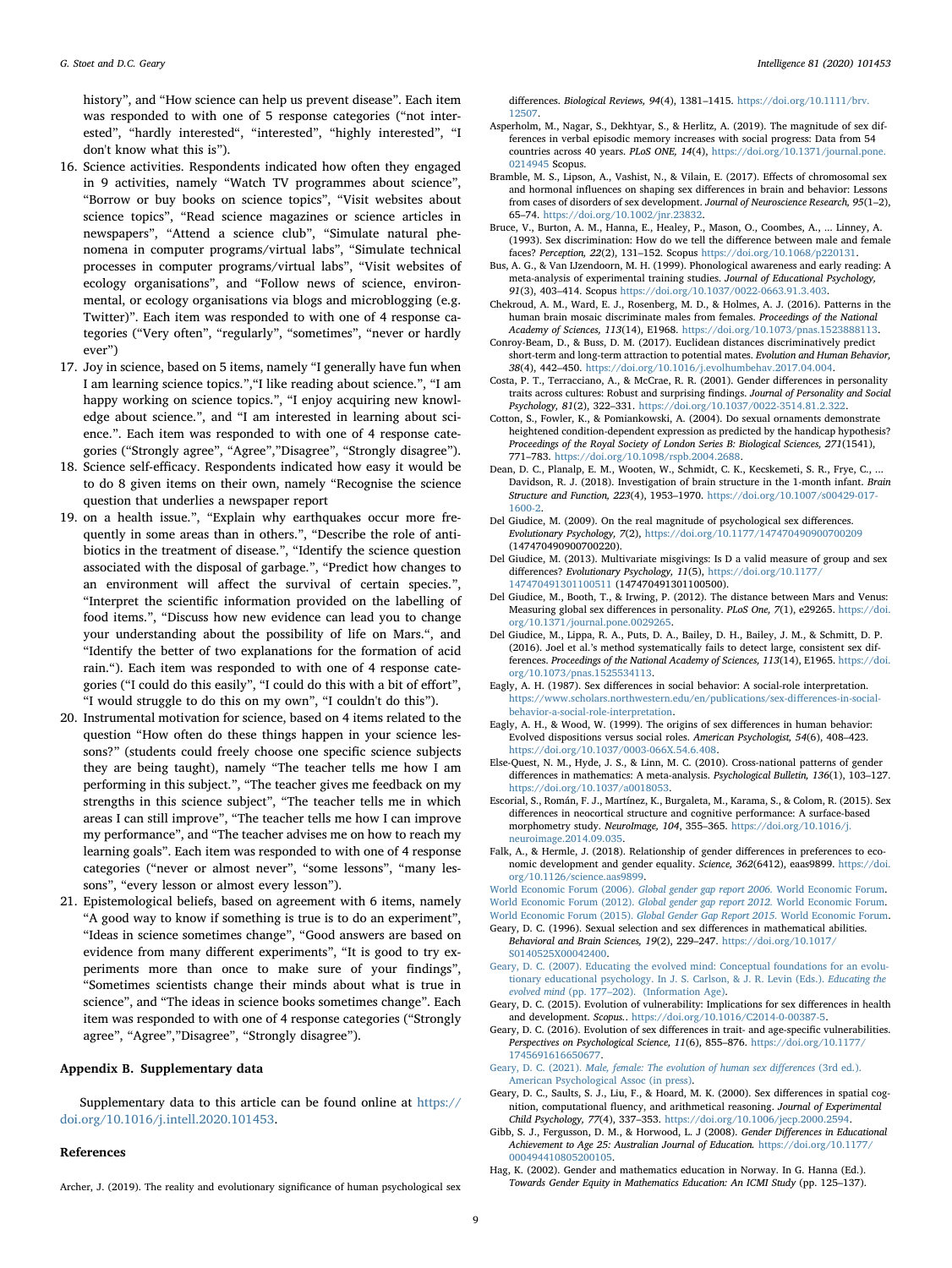history", and "How science can help us prevent disease". Each item was responded to with one of 5 response categories ("not interested", "hardly interested", "interested", "highly interested", "I don't know what this is").

16. Science activities. Respondents indicated how often they engaged in 9 activities, namely "Watch TV programmes about science", "Borrow or buy books on science topics", "Visit websites about science topics", "Read science magazines or science articles in newspapers", "Attend a science club", "Simulate natural phenomena in computer programs/virtual labs", "Simulate technical processes in computer programs/virtual labs", "Visit websites of ecology organisations", and "Follow news of science, environmental, or ecology organisations via blogs and microblogging (e.g. Twitter)". Each item was responded to with one of 4 response categories ("Very often", "regularly", "sometimes", "never or hardly ever")
17. Joy in science, based on 5 items, namely "I generally have fun when I am learning science topics.","I like reading about science.", "I am happy working on science topics.", "I enjoy acquiring new knowledge about science.", and "I am interested in learning about science.". Each item was responded to with one of 4 response categories ("Strongly agree", "Agree","Disagree", "Strongly disagree").
18. Science self-efficacy. Respondents indicated how easy it would be to do 8 given items on their own, namely "Recognise the science question that underlies a newspaper report
19. on a health issue.", "Explain why earthquakes occur more frequently in some areas than in others.", "Describe the role of antibiotics in the treatment of disease.", "Identify the science question associated with the disposal of garbage.", "Predict how changes to an environment will affect the survival of certain species.", "Interpret the scientific information provided on the labelling of food items.", "Discuss how new evidence can lead you to change your understanding about the possibility of life on Mars.", and "Identify the better of two explanations for the formation of acid rain."). Each item was responded to with one of 4 response categories ("I could do this easily", "I could do this with a bit of effort", "I would struggle to do this on my own", "I couldn't do this").
20. Instrumental motivation for science, based on 4 items related to the question "How often do these things happen in your science lessons?" (students could freely choose one specific science subjects they are being taught), namely "The teacher tells me how I am performing in this subject.", "The teacher gives me feedback on my strengths in this science subject", "The teacher tells me in which areas I can still improve", "The teacher tells me how I can improve my performance", and "The teacher advises me on how to reach my learning goals". Each item was responded to with one of 4 response categories ("never or almost never", "some lessons", "many lessons", "every lesson or almost every lesson").
21. Epistemological beliefs, based on agreement with 6 items, namely "A good way to know if something is true is to do an experiment", "Ideas in science sometimes change", "Good answers are based on evidence from many different experiments", "It is good to try experiments more than once to make sure of your findings", "Sometimes scientists change their minds about what is true in science", and "The ideas in science books sometimes change". Each item was responded to with one of 4 response categories ("Strongly agree", "Agree","Disagree", "Strongly disagree").

## Appendix B. Supplementary data

Supplementary data to this article can be found online at https://doi.org/10.1016/j.intell.2020.101453.

## References

Archer, J. (2019). The reality and evolutionary significance of human psychological sex differences. *Biological Reviews, 94*(4), 1381–1415. https://doi.org/10.1111/brv.12507.

Asperholm, M., Nagar, S., Dekhtyar, S., & Herlitz, A. (2019). The magnitude of sex differences in verbal episodic memory increases with social progress: Data from 54 countries across 40 years. *PLoS ONE, 14*(4), https://doi.org/10.1371/journal.pone.0214945 Scopus.

Bramble, M. S., Lipson, A., Vashist, N., & Vilain, E. (2017). Effects of chromosomal sex and hormonal influences on shaping sex differences in brain and behavior: Lessons from cases of disorders of sex development. *Journal of Neuroscience Research, 95*(1–2), 65–74. https://doi.org/10.1002/jnr.23832.

Bruce, V., Burton, A. M., Hanna, E., Healey, P., Mason, O., Coombes, A., ... Linney, A. (1993). Sex discrimination: How do we tell the difference between male and female faces? *Perception, 22*(2), 131–152. Scopus https://doi.org/10.1068/p220131.

Bus, A. G., & Van IJzendoorn, M. H. (1999). Phonological awareness and early reading: A meta-analysis of experimental training studies. *Journal of Educational Psychology, 91*(3), 403–414. Scopus https://doi.org/10.1037/0022-0663.91.3.403.

Chekroud, A. M., Ward, E. J., Rosenberg, M. D., & Holmes, A. J. (2016). Patterns in the human brain mosaic discriminate males from females. *Proceedings of the National Academy of Sciences, 113*(14), E1968. https://doi.org/10.1073/pnas.1523888113.

Conroy-Beam, D., & Buss, D. M. (2017). Euclidean distances discriminatively predict short-term and long-term attraction to potential mates. *Evolution and Human Behavior, 38*(4), 442–450. https://doi.org/10.1016/j.evolhumbehav.2017.04.004.

Costa, P. T., Terracciano, A., & McCrae, R. R. (2001). Gender differences in personality traits across cultures: Robust and surprising findings. *Journal of Personality and Social Psychology, 81*(2), 322–331. https://doi.org/10.1037/0022-3514.81.2.322.

Cotton, S., Fowler, K., & Pomiankowski, A. (2004). Do sexual ornaments demonstrate heightened condition-dependent expression as predicted by the handicap hypothesis? *Proceedings of the Royal Society of London Series B: Biological Sciences, 271*(1541), 771–783. https://doi.org/10.1098/rspb.2004.2688.

Dean, D. C., Planalp, E. M., Wooten, W., Schmidt, C. K., Kecskemeti, S. R., Frye, C., ... Davidson, R. J. (2018). Investigation of brain structure in the 1-month infant. *Brain Structure and Function, 223*(4), 1953–1970. https://doi.org/10.1007/s00429-017-1600-2.

Del Giudice, M. (2009). On the real magnitude of psychological sex differences. *Evolutionary Psychology, 7*(2), https://doi.org/10.1177/147470490900700209 (147470490900700220).

Del Giudice, M. (2013). Multivariate misgivings: Is D a valid measure of group and sex differences? *Evolutionary Psychology, 11*(5), https://doi.org/10.1177/147470491301100511 (147470491301100500).

Del Giudice, M., Booth, T., & Irwing, P. (2012). The distance between Mars and Venus: Measuring global sex differences in personality. *PLoS One, 7*(1), e29265. https://doi.org/10.1371/journal.pone.0029265.

Del Giudice, M., Lippa, R. A., Puts, D. A., Bailey, D. H., Bailey, J. M., & Schmitt, D. P. (2016). Joel et al.'s method systematically fails to detect large, consistent sex differences. *Proceedings of the National Academy of Sciences, 113*(14), E1965. https://doi.org/10.1073/pnas.1525534113.

Eagly, A. H. (1987). Sex differences in social behavior: A social-role interpretation. https://www.scholars.northwestern.edu/en/publications/sex-differences-in-social-behavior-a-social-role-interpretation.

Eagly, A. H., & Wood, W. (1999). The origins of sex differences in human behavior: Evolved dispositions versus social roles. *American Psychologist, 54*(6), 408–423. https://doi.org/10.1037/0003-066X.54.6.408.

Else-Quest, N. M., Hyde, J. S., & Linn, M. C. (2010). Cross-national patterns of gender differences in mathematics: A meta-analysis. *Psychological Bulletin, 136*(1), 103–127. https://doi.org/10.1037/a0018053.

Escorial, S., Román, F. J., Martínez, K., Burgaleta, M., Karama, S., & Colom, R. (2015). Sex differences in neocortical structure and cognitive performance: A surface-based morphometry study. *NeuroImage, 104*, 355–365. https://doi.org/10.1016/j.neuroimage.2014.09.035.

Falk, A., & Hermle, J. (2018). Relationship of gender differences in preferences to economic development and gender equality. *Science, 362*(6412), eaas9899. https://doi.org/10.1126/science.aas9899.

World Economic Forum (2006). *Global gender gap report 2006.* World Economic Forum.

World Economic Forum (2012). *Global gender gap report 2012.* World Economic Forum.

World Economic Forum (2015). *Global Gender Gap Report 2015.* World Economic Forum.

Geary, D. C. (1996). Sexual selection and sex differences in mathematical abilities. *Behavioral and Brain Sciences, 19*(2), 229–247. https://doi.org/10.1017/S0140525X00042400.

Geary, D. C. (2007). Educating the evolved mind: Conceptual foundations for an evolutionary educational psychology. In J. S. Carlson, & J. R. Levin (Eds.). *Educating the evolved mind* (pp. 177–202). (Information Age).

Geary, D. C. (2015). Evolution of vulnerability: Implications for sex differences in health and development. *Scopus.*. https://doi.org/10.1016/C2014-0-00387-5.

Geary, D. C. (2016). Evolution of sex differences in trait- and age-specific vulnerabilities. *Perspectives on Psychological Science, 11*(6), 855–876. https://doi.org/10.1177/1745691616650677.

Geary, D. C. (2021). *Male, female: The evolution of human sex differences* (3rd ed.). American Psychological Assoc (in press).

Geary, D. C., Saults, S. J., Liu, F., & Hoard, M. K. (2000). Sex differences in spatial cognition, computational fluency, and arithmetical reasoning. *Journal of Experimental Child Psychology, 77*(4), 337–353. https://doi.org/10.1006/jecp.2000.2594.

Gibb, S. J., Fergusson, D. M., & Horwood, L. J (2008). *Gender Differences in Educational Achievement to Age 25: Australian Journal of Education.* https://doi.org/10.1177/000494410805200105.

Hag, K. (2002). Gender and mathematics education in Norway. In G. Hanna (Ed.). *Towards Gender Equity in Mathematics Education: An ICMI Study* (pp. 125–137).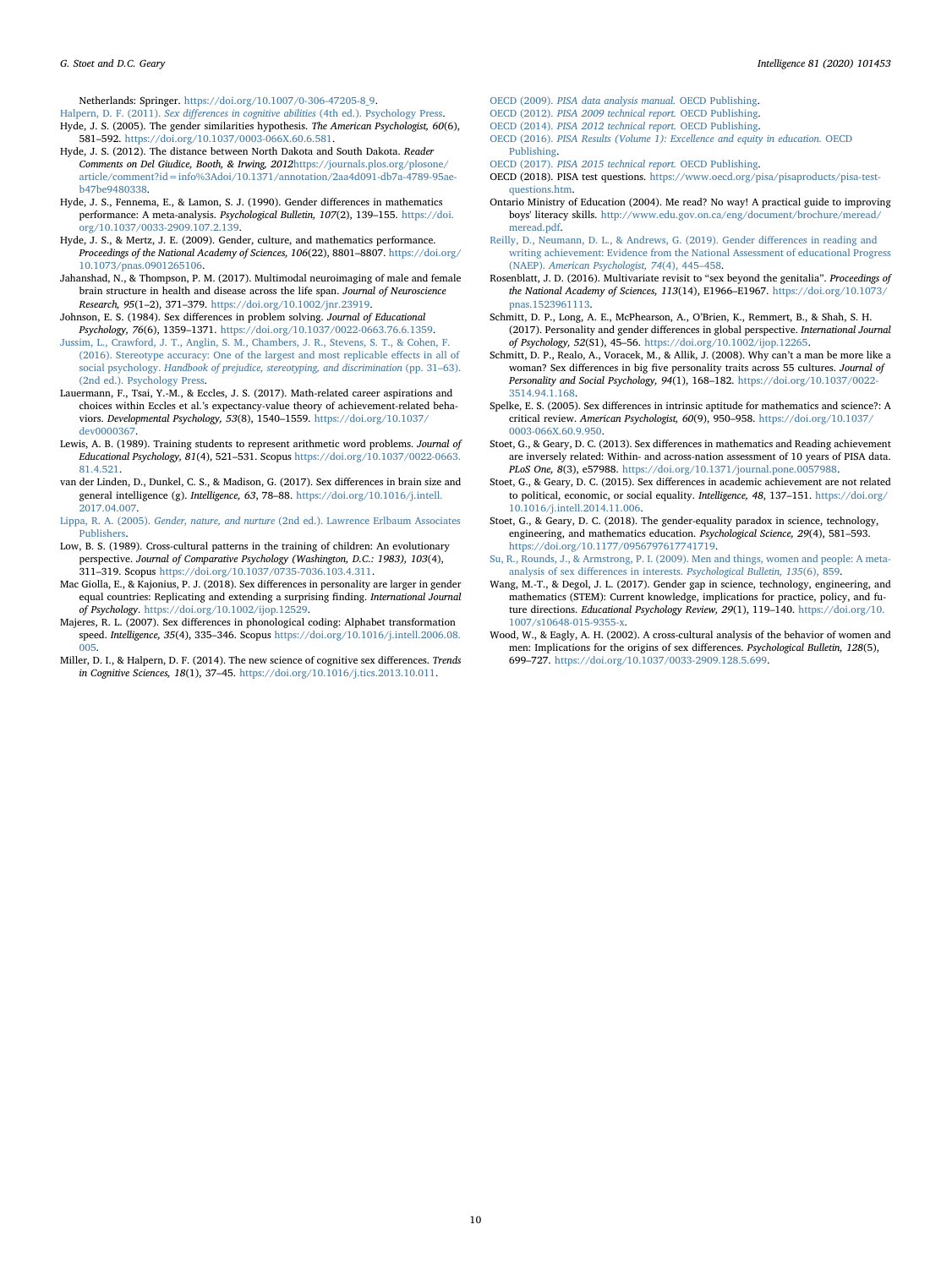Netherlands: Springer. https://doi.org/10.1007/0-306-47205-8_9.

Halpern, D. F. (2011). *Sex differences in cognitive abilities* (4th ed.). Psychology Press.

Hyde, J. S. (2005). The gender similarities hypothesis. *The American Psychologist, 60*(6), 581–592. https://doi.org/10.1037/0003-066X.60.6.581.

Hyde, J. S. (2012). The distance between North Dakota and South Dakota. *Reader Comments on Del Giudice, Booth, & Irwing, 2012*https://journals.plos.org/plosone/article/comment?id=info%3Adoi/10.1371/annotation/2aa4d091-db7a-4789-95ae-b47be9480338.

Hyde, J. S., Fennema, E., & Lamon, S. J. (1990). Gender differences in mathematics performance: A meta-analysis. *Psychological Bulletin, 107*(2), 139–155. https://doi.org/10.1037/0033-2909.107.2.139.

Hyde, J. S., & Mertz, J. E. (2009). Gender, culture, and mathematics performance. *Proceedings of the National Academy of Sciences, 106*(22), 8801–8807. https://doi.org/10.1073/pnas.0901265106.

Jahanshad, N., & Thompson, P. M. (2017). Multimodal neuroimaging of male and female brain structure in health and disease across the life span. *Journal of Neuroscience Research, 95*(1–2), 371–379. https://doi.org/10.1002/jnr.23919.

Johnson, E. S. (1984). Sex differences in problem solving. *Journal of Educational Psychology, 76*(6), 1359–1371. https://doi.org/10.1037/0022-0663.76.6.1359.

Jussim, L., Crawford, J. T., Anglin, S. M., Chambers, J. R., Stevens, S. T., & Cohen, F. (2016). Stereotype accuracy: One of the largest and most replicable effects in all of social psychology. *Handbook of prejudice, stereotyping, and discrimination* (pp. 31–63). (2nd ed.). Psychology Press.

Lauermann, F., Tsai, Y.-M., & Eccles, J. S. (2017). Math-related career aspirations and choices within Eccles et al.'s expectancy-value theory of achievement-related behaviors. *Developmental Psychology, 53*(8), 1540–1559. https://doi.org/10.1037/dev0000367.

Lewis, A. B. (1989). Training students to represent arithmetic word problems. *Journal of Educational Psychology, 81*(4), 521–531. Scopus https://doi.org/10.1037/0022-0663.81.4.521.

van der Linden, D., Dunkel, C. S., & Madison, G. (2017). Sex differences in brain size and general intelligence (g). *Intelligence, 63*, 78–88. https://doi.org/10.1016/j.intell.2017.04.007.

Lippa, R. A. (2005). *Gender, nature, and nurture* (2nd ed.). Lawrence Erlbaum Associates Publishers.

Low, B. S. (1989). Cross-cultural patterns in the training of children: An evolutionary perspective. *Journal of Comparative Psychology (Washington, D.C.: 1983), 103*(4), 311–319. Scopus https://doi.org/10.1037/0735-7036.103.4.311.

Mac Giolla, E., & Kajonius, P. J. (2018). Sex differences in personality are larger in gender equal countries: Replicating and extending a surprising finding. *International Journal of Psychology*. https://doi.org/10.1002/ijop.12529.

Majeres, R. L. (2007). Sex differences in phonological coding: Alphabet transformation speed. *Intelligence, 35*(4), 335–346. Scopus https://doi.org/10.1016/j.intell.2006.08.005.

Miller, D. I., & Halpern, D. F. (2014). The new science of cognitive sex differences. *Trends in Cognitive Sciences, 18*(1), 37–45. https://doi.org/10.1016/j.tics.2013.10.011.

OECD (2009). *PISA data analysis manual.* OECD Publishing.

OECD (2012). *PISA 2009 technical report.* OECD Publishing.

OECD (2014). *PISA 2012 technical report.* OECD Publishing.

OECD (2016). *PISA Results (Volume 1): Excellence and equity in education.* OECD Publishing.

OECD (2017). *PISA 2015 technical report.* OECD Publishing.

OECD (2018). PISA test questions. https://www.oecd.org/pisa/pisaproducts/pisa-test-questions.htm.

Ontario Ministry of Education (2004). Me read? No way! A practical guide to improving boys' literacy skills. http://www.edu.gov.on.ca/eng/document/brochure/meread/meread.pdf.

Reilly, D., Neumann, D. L., & Andrews, G. (2019). Gender differences in reading and writing achievement: Evidence from the National Assessment of educational Progress (NAEP). *American Psychologist, 74*(4), 445–458.

Rosenblatt, J. D. (2016). Multivariate revisit to "sex beyond the genitalia". *Proceedings of the National Academy of Sciences, 113*(14), E1966–E1967. https://doi.org/10.1073/pnas.1523961113.

Schmitt, D. P., Long, A. E., McPhearson, A., O'Brien, K., Remmert, B., & Shah, S. H. (2017). Personality and gender differences in global perspective. *International Journal of Psychology, 52*(S1), 45–56. https://doi.org/10.1002/ijop.12265.

Schmitt, D. P., Realo, A., Voracek, M., & Allik, J. (2008). Why can't a man be more like a woman? Sex differences in big five personality traits across 55 cultures. *Journal of Personality and Social Psychology, 94*(1), 168–182. https://doi.org/10.1037/0022-3514.94.1.168.

Spelke, E. S. (2005). Sex differences in intrinsic aptitude for mathematics and science?: A critical review. *American Psychologist, 60*(9), 950–958. https://doi.org/10.1037/0003-066X.60.9.950.

Stoet, G., & Geary, D. C. (2013). Sex differences in mathematics and Reading achievement are inversely related: Within- and across-nation assessment of 10 years of PISA data. *PLoS One, 8*(3), e57988. https://doi.org/10.1371/journal.pone.0057988.

Stoet, G., & Geary, D. C. (2015). Sex differences in academic achievement are not related to political, economic, or social equality. *Intelligence, 48*, 137–151. https://doi.org/10.1016/j.intell.2014.11.006.

Stoet, G., & Geary, D. C. (2018). The gender-equality paradox in science, technology, engineering, and mathematics education. *Psychological Science, 29*(4), 581–593. https://doi.org/10.1177/0956797617741719.

Su, R., Rounds, J., & Armstrong, P. I. (2009). Men and things, women and people: A meta-analysis of sex differences in interests. *Psychological Bulletin, 135*(6), 859.

Wang, M.-T., & Degol, J. L. (2017). Gender gap in science, technology, engineering, and mathematics (STEM): Current knowledge, implications for practice, policy, and future directions. *Educational Psychology Review, 29*(1), 119–140. https://doi.org/10.1007/s10648-015-9355-x.

Wood, W., & Eagly, A. H. (2002). A cross-cultural analysis of the behavior of women and men: Implications for the origins of sex differences. *Psychological Bulletin, 128*(5), 699–727. https://doi.org/10.1037/0033-2909.128.5.699.